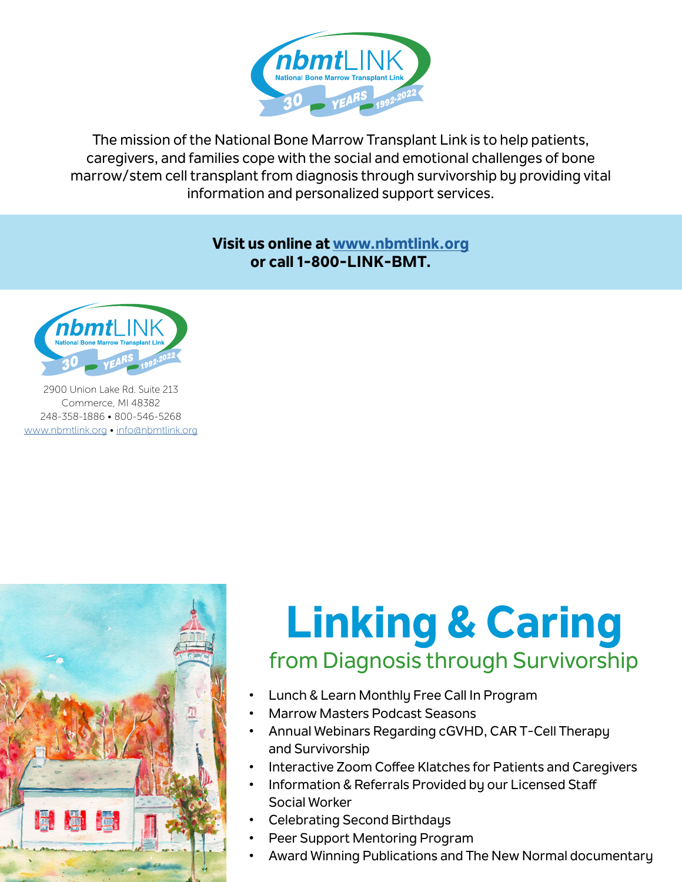nbmtLINK
National Bone Marrow Transplant Link
30 YEARS 1992-2022

The mission of the National Bone Marrow Transplant Link is to help patients, caregivers, and families cope with the social and emotional challenges of bone marrow/stem cell transplant from diagnosis through survivorship by providing vital information and personalized support services.

**Visit us online at www.nbmtlink.org**
**or call 1-800-LINK-BMT.**

nbmtLINK
National Bone Marrow Transplant Link
30 YEARS 1992-2022

2900 Union Lake Rd. Suite 213
Commerce, MI 48382
248-358-1886 • 800-546-5268
www.nbmtlink.org • info@nbmtlink.org

# Linking & Caring

## from Diagnosis through Survivorship

- Lunch & Learn Monthly Free Call In Program
- Marrow Masters Podcast Seasons
- Annual Webinars Regarding cGVHD, CAR T-Cell Therapy and Survivorship
- Interactive Zoom Coffee Klatches for Patients and Caregivers
- Information & Referrals Provided by our Licensed Staff Social Worker
- Celebrating Second Birthdays
- Peer Support Mentoring Program
- Award Winning Publications and The New Normal documentary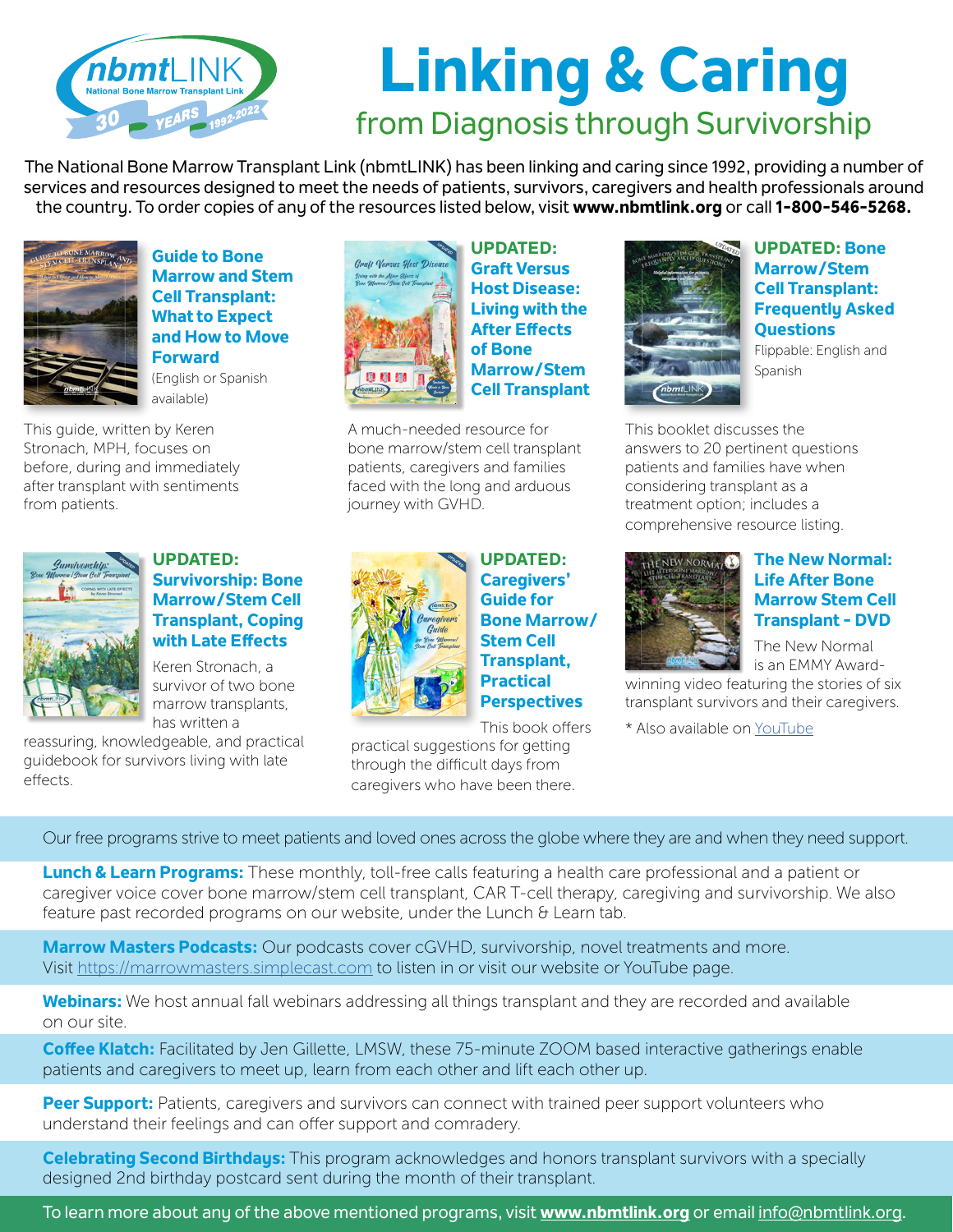# Linking & Caring

## from Diagnosis through Survivorship

The National Bone Marrow Transplant Link (nbmtLINK) has been linking and caring since 1992, providing a number of services and resources designed to meet the needs of patients, survivors, caregivers and health professionals around the country. To order copies of any of the resources listed below, visit **www.nbmtlink.org** or call **1-800-546-5268.**

### Guide to Bone Marrow and Stem Cell Transplant: What to Expect and How to Move Forward

(English or Spanish available)

This guide, written by Keren Stronach, MPH, focuses on before, during and immediately after transplant with sentiments from patients.

### UPDATED: Graft Versus Host Disease: Living with the After Effects of Bone Marrow/Stem Cell Transplant

A much-needed resource for bone marrow/stem cell transplant patients, caregivers and families faced with the long and arduous journey with GVHD.

### UPDATED: Bone Marrow/Stem Cell Transplant: Frequently Asked Questions

Flippable: English and Spanish

This booklet discusses the answers to 20 pertinent questions patients and families have when considering transplant as a treatment option; includes a comprehensive resource listing.

### UPDATED: Survivorship: Bone Marrow/Stem Cell Transplant, Coping with Late Effects

Keren Stronach, a survivor of two bone marrow transplants, has written a reassuring, knowledgeable, and practical guidebook for survivors living with late effects.

### UPDATED: Caregivers' Guide for Bone Marrow/Stem Cell Transplant, Practical Perspectives

This book offers practical suggestions for getting through the difficult days from caregivers who have been there.

### The New Normal: Life After Bone Marrow Stem Cell Transplant - DVD

The New Normal is an EMMY Award-winning video featuring the stories of six transplant survivors and their caregivers.

\* Also available on YouTube

Our free programs strive to meet patients and loved ones across the globe where they are and when they need support.

**Lunch & Learn Programs:** These monthly, toll-free calls featuring a health care professional and a patient or caregiver voice cover bone marrow/stem cell transplant, CAR T-cell therapy, caregiving and survivorship. We also feature past recorded programs on our website, under the Lunch & Learn tab.

**Marrow Masters Podcasts:** Our podcasts cover cGVHD, survivorship, novel treatments and more. Visit https://marrowmasters.simplecast.com to listen in or visit our website or YouTube page.

**Webinars:** We host annual fall webinars addressing all things transplant and they are recorded and available on our site.

**Coffee Klatch:** Facilitated by Jen Gillette, LMSW, these 75-minute ZOOM based interactive gatherings enable patients and caregivers to meet up, learn from each other and lift each other up.

**Peer Support:** Patients, caregivers and survivors can connect with trained peer support volunteers who understand their feelings and can offer support and comradery.

**Celebrating Second Birthdays:** This program acknowledges and honors transplant survivors with a specially designed 2nd birthday postcard sent during the month of their transplant.

To learn more about any of the above mentioned programs, visit **www.nbmtlink.org** or email info@nbmtlink.org.